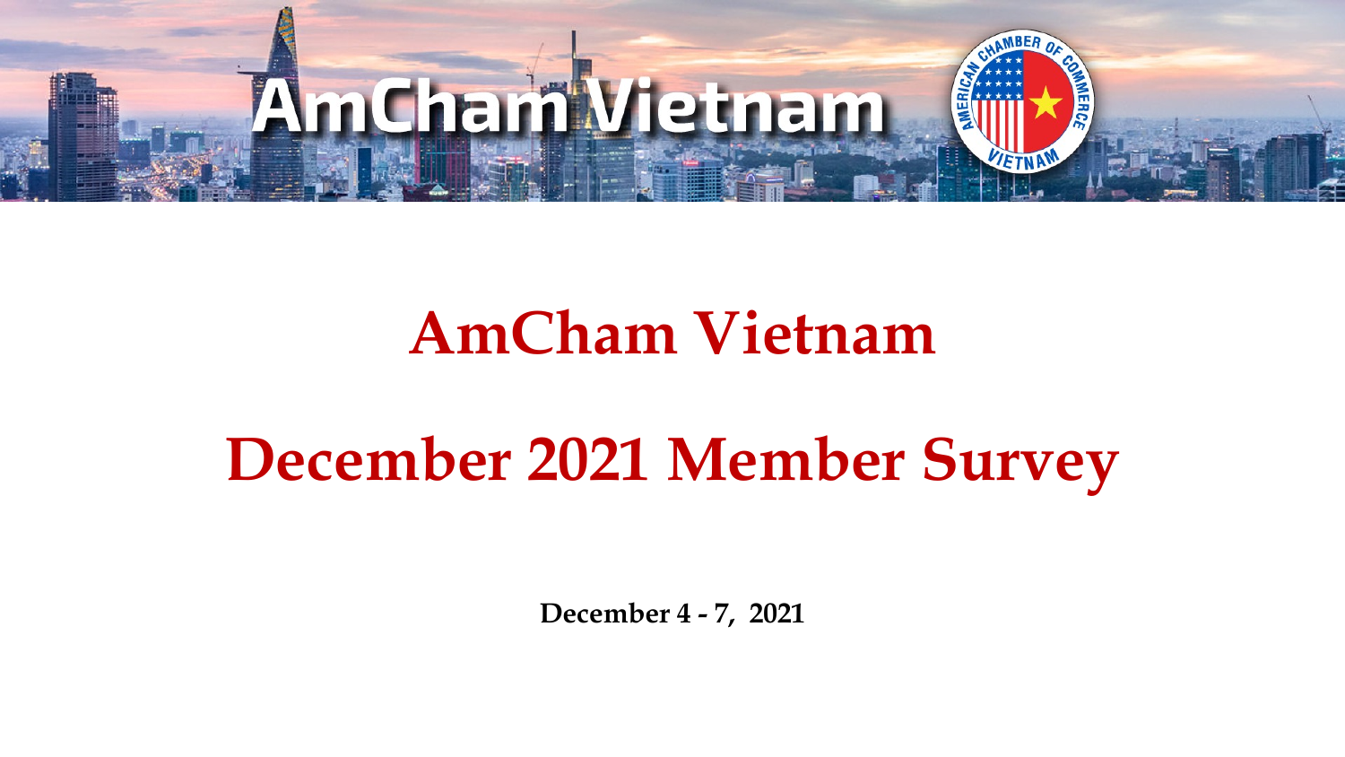# AmCham Vietnam

## December 2021 Member Survey

**December 4 - 7, 2021**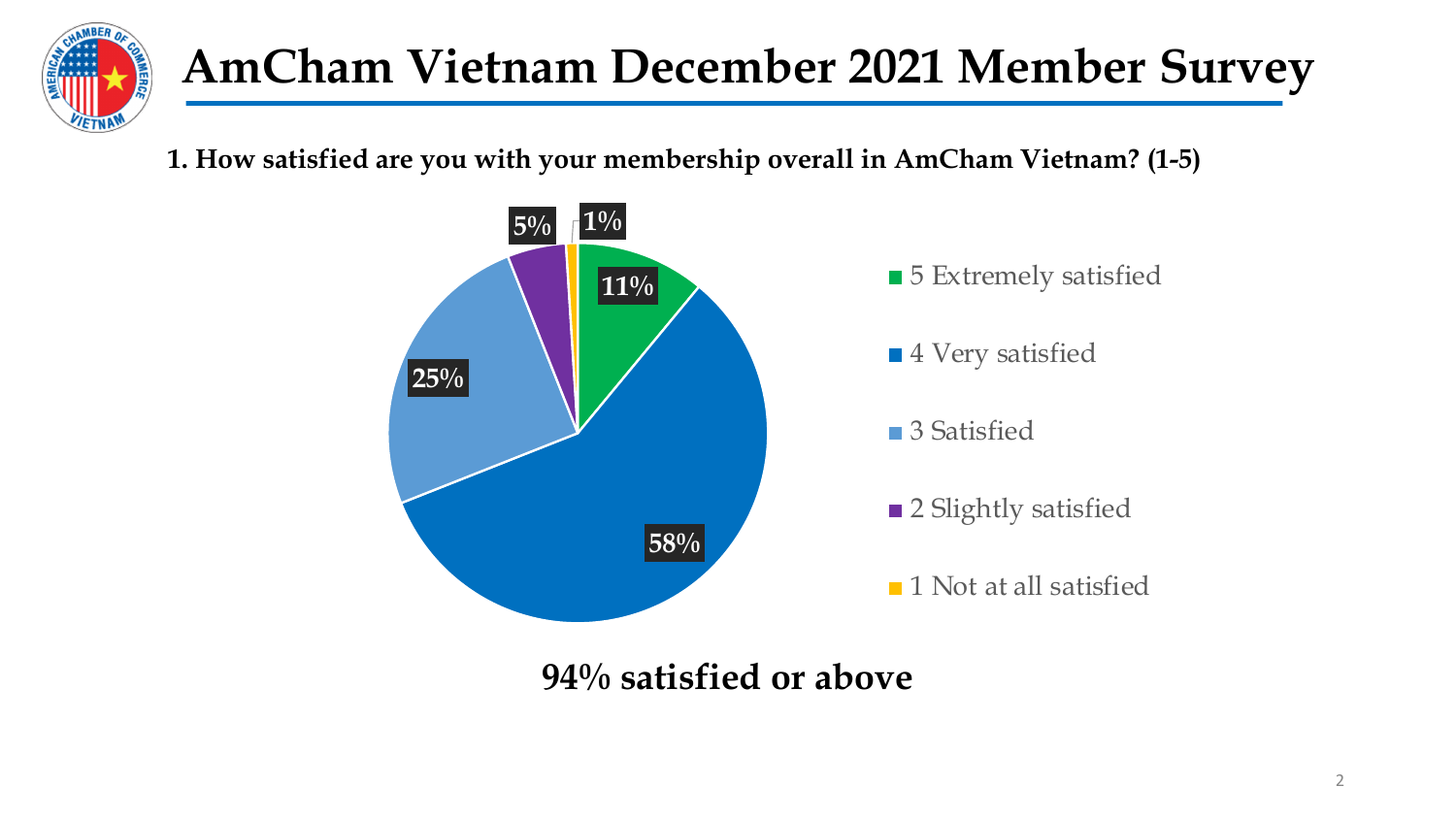# AmCham Vietnam December 2021 Member Survey

**1. How satisfied are you with your membership overall in AmCham Vietnam? (1-5)**

| Response | Percentage |
|---|---|
| 5 Extremely satisfied | 11% |
| 4 Very satisfied | 58% |
| 3 Satisfied | 25% |
| 2 Slightly satisfied | 5% |
| 1 Not at all satisfied | 1% |

**94% satisfied or above**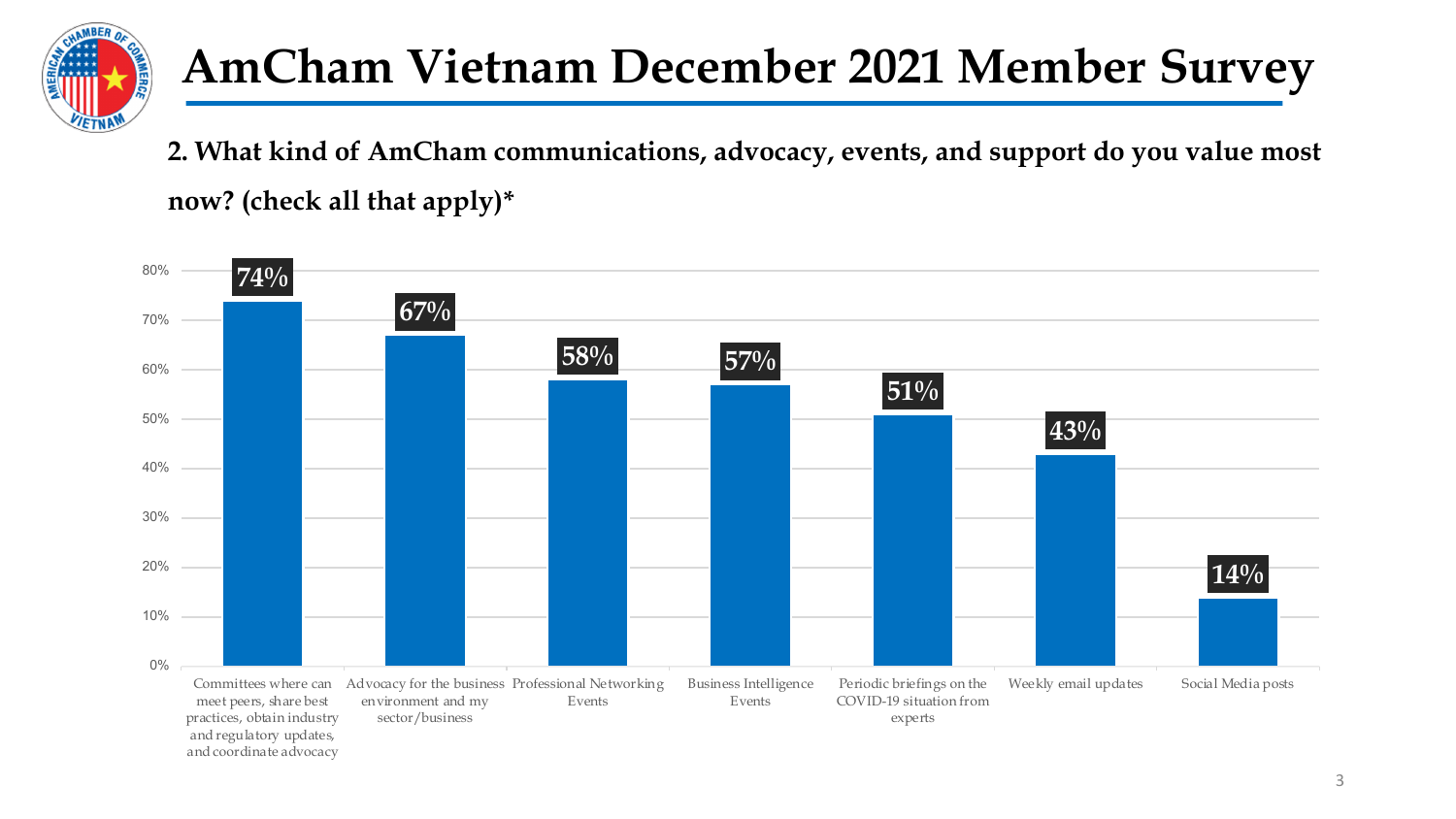# AmCham Vietnam December 2021 Member Survey

**2. What kind of AmCham communications, advocacy, events, and support do you value most now? (check all that apply)***

| Option | Percentage |
| --- | --- |
| Committees where can meet peers, share best practices, obtain industry and regulatory updates, and coordinate advocacy | 74% |
| Advocacy for the business environment and my sector/business | 67% |
| Professional Networking Events | 58% |
| Business Intelligence Events | 57% |
| Periodic briefings on the COVID-19 situation from experts | 51% |
| Weekly email updates | 43% |
| Social Media posts | 14% |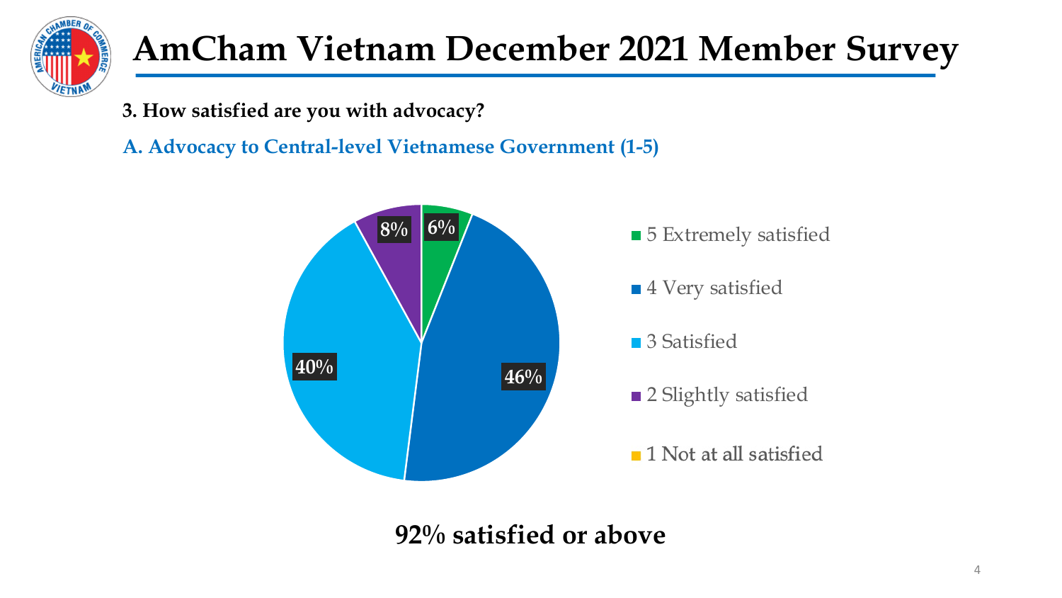# AmCham Vietnam December 2021 Member Survey

**3. How satisfied are you with advocacy?**

**A. Advocacy to Central-level Vietnamese Government (1-5)**

| Response | Percentage |
|---|---|
| 5 Extremely satisfied | 6% |
| 4 Very satisfied | 46% |
| 3 Satisfied | 40% |
| 2 Slightly satisfied | 8% |
| 1 Not at all satisfied | |

**92% satisfied or above**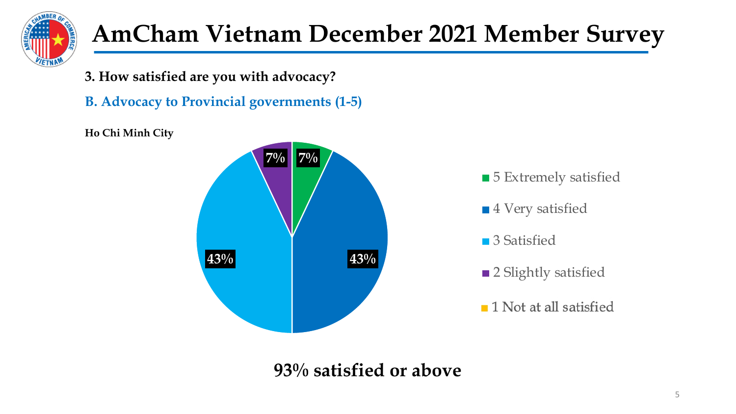# AmCham Vietnam December 2021 Member Survey

**3. How satisfied are you with advocacy?**

**B. Advocacy to Provincial governments (1-5)**

**Ho Chi Minh City**

| Rating | Percentage |
|---|---|
| 5 Extremely satisfied | 7% |
| 4 Very satisfied | 43% |
| 3 Satisfied | 43% |
| 2 Slightly satisfied | 7% |
| 1 Not at all satisfied | |

**93% satisfied or above**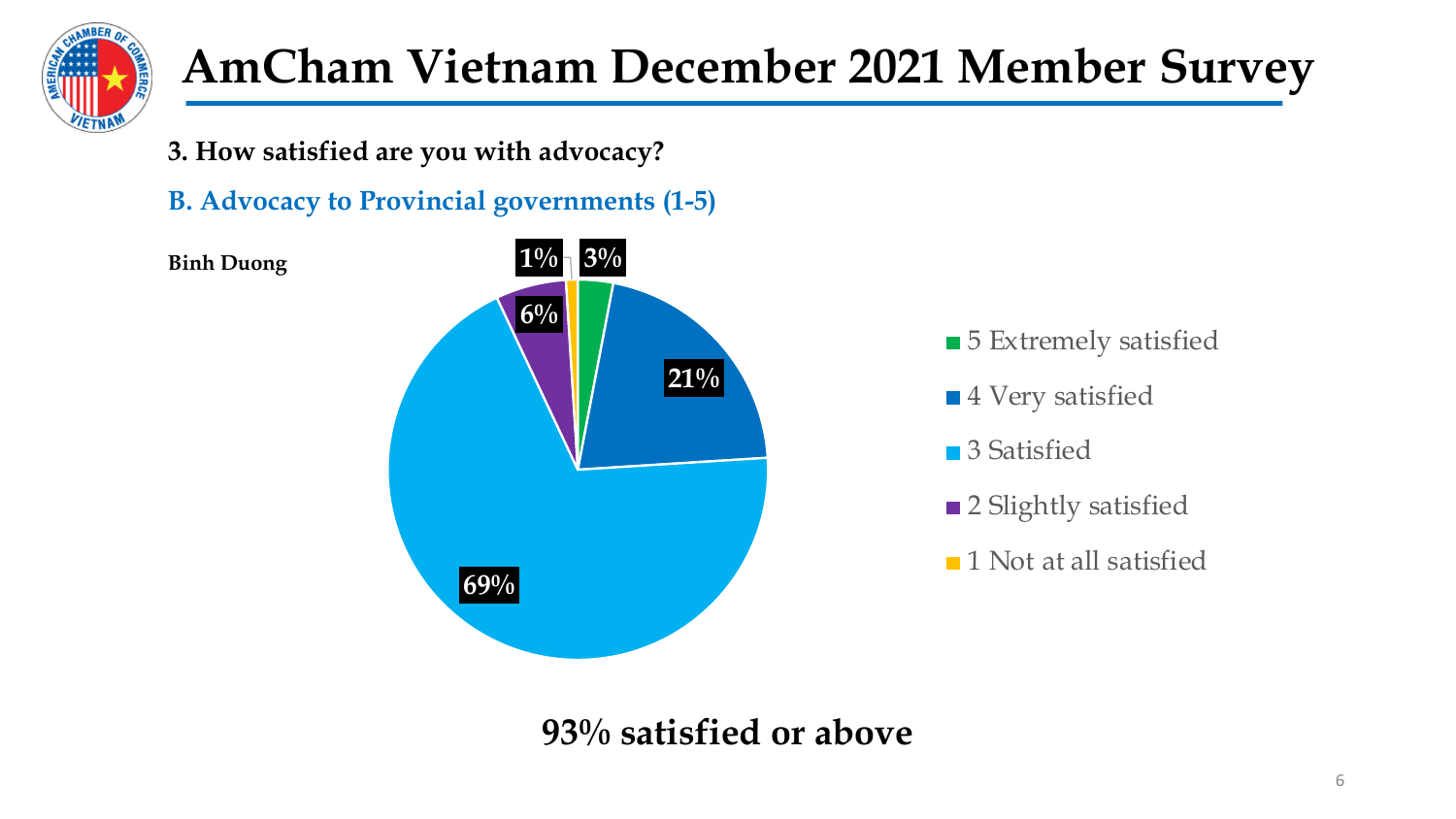# AmCham Vietnam December 2021 Member Survey

**3. How satisfied are you with advocacy?**

## B. Advocacy to Provincial governments (1-5)

**Binh Duong**

| Response | Percentage |
| --- | --- |
| 5 Extremely satisfied | 3% |
| 4 Very satisfied | 21% |
| 3 Satisfied | 69% |
| 2 Slightly satisfied | 6% |
| 1 Not at all satisfied | 1% |

**93% satisfied or above**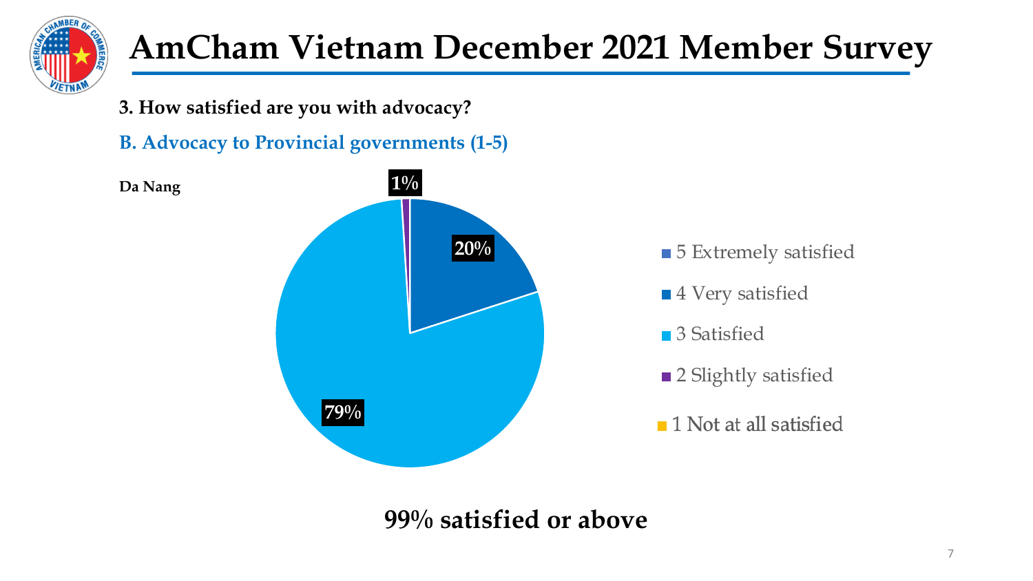# AmCham Vietnam December 2021 Member Survey

**3. How satisfied are you with advocacy?**

**B. Advocacy to Provincial governments (1-5)**

**Da Nang**

- 5 Extremely satisfied
- 4 Very satisfied: 20%
- 3 Satisfied: 79%
- 2 Slightly satisfied: 1%
- 1 Not at all satisfied

**99% satisfied or above**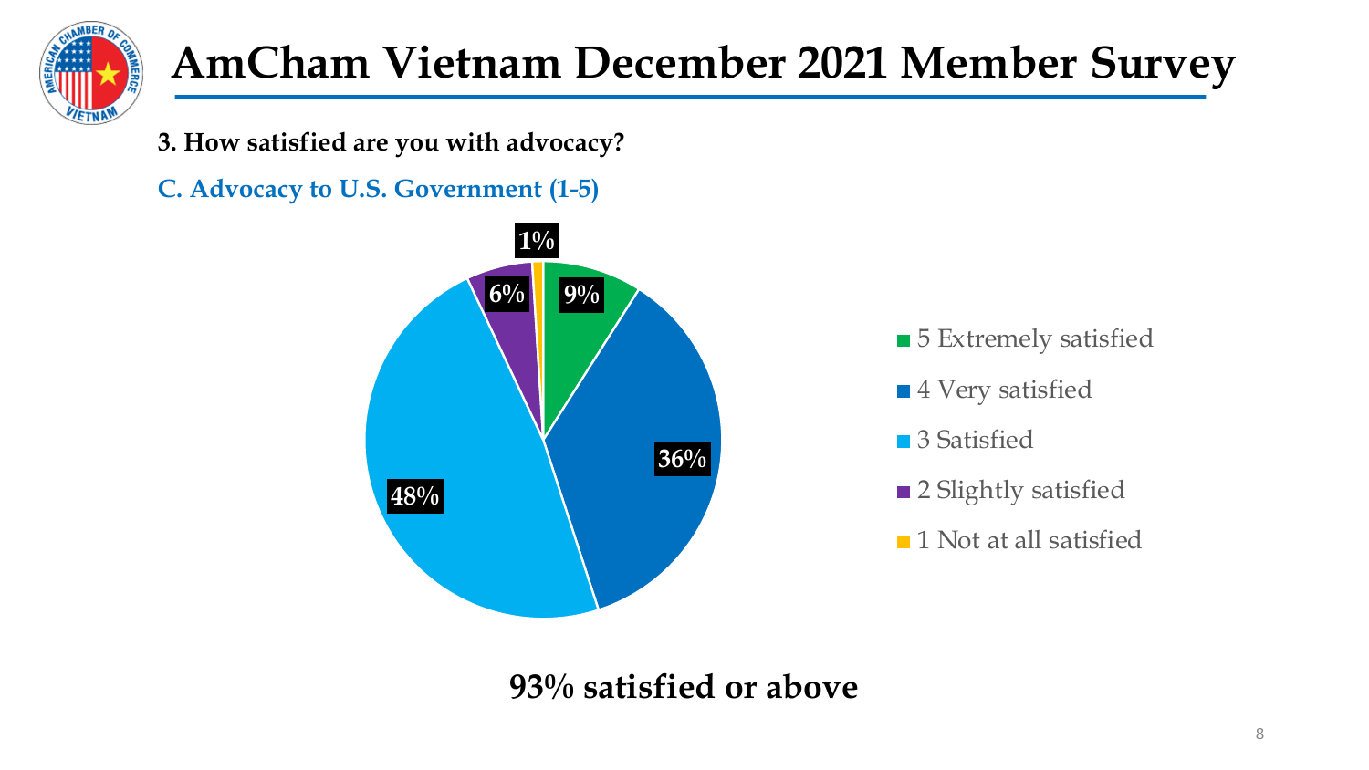# AmCham Vietnam December 2021 Member Survey

**3. How satisfied are you with advocacy?**

**C. Advocacy to U.S. Government (1-5)**

| Response | Percentage |
|---|---|
| 5 Extremely satisfied | 9% |
| 4 Very satisfied | 36% |
| 3 Satisfied | 48% |
| 2 Slightly satisfied | 6% |
| 1 Not at all satisfied | 1% |

**93% satisfied or above**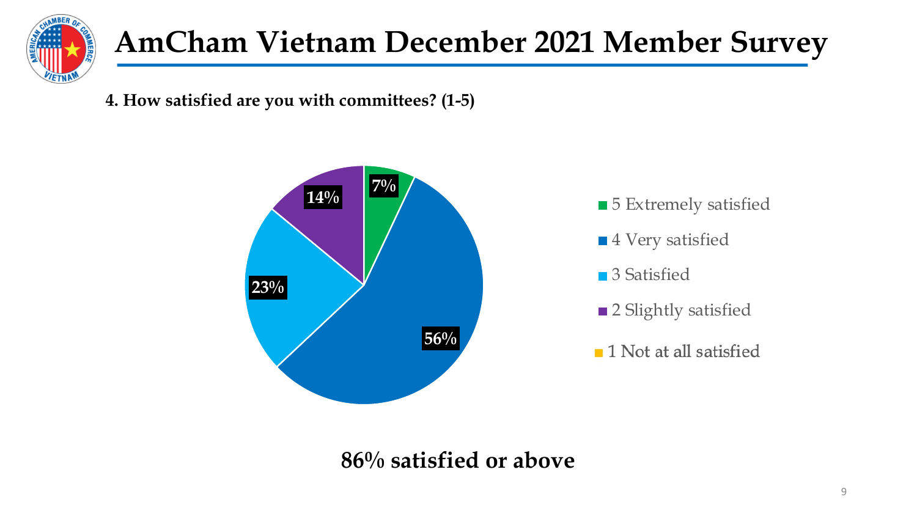# AmCham Vietnam December 2021 Member Survey

**4. How satisfied are you with committees? (1-5)**

| Response | Percentage |
|---|---|
| 5 Extremely satisfied | 7% |
| 4 Very satisfied | 56% |
| 3 Satisfied | 23% |
| 2 Slightly satisfied | 14% |
| 1 Not at all satisfied | |

**86% satisfied or above**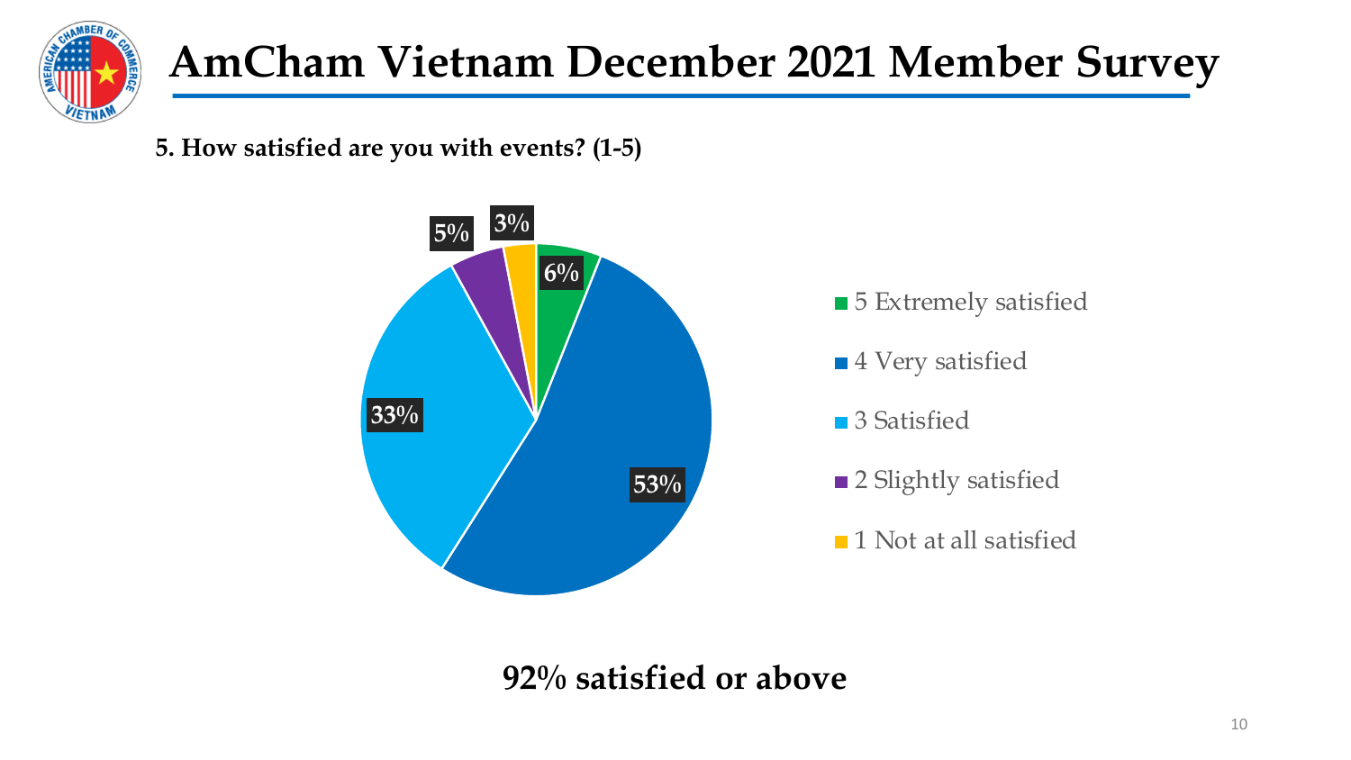# AmCham Vietnam December 2021 Member Survey

**5. How satisfied are you with events? (1-5)**

| Rating | Percentage |
| --- | --- |
| 5 Extremely satisfied | 6% |
| 4 Very satisfied | 53% |
| 3 Satisfied | 33% |
| 2 Slightly satisfied | 5% |
| 1 Not at all satisfied | 3% |

**92% satisfied or above**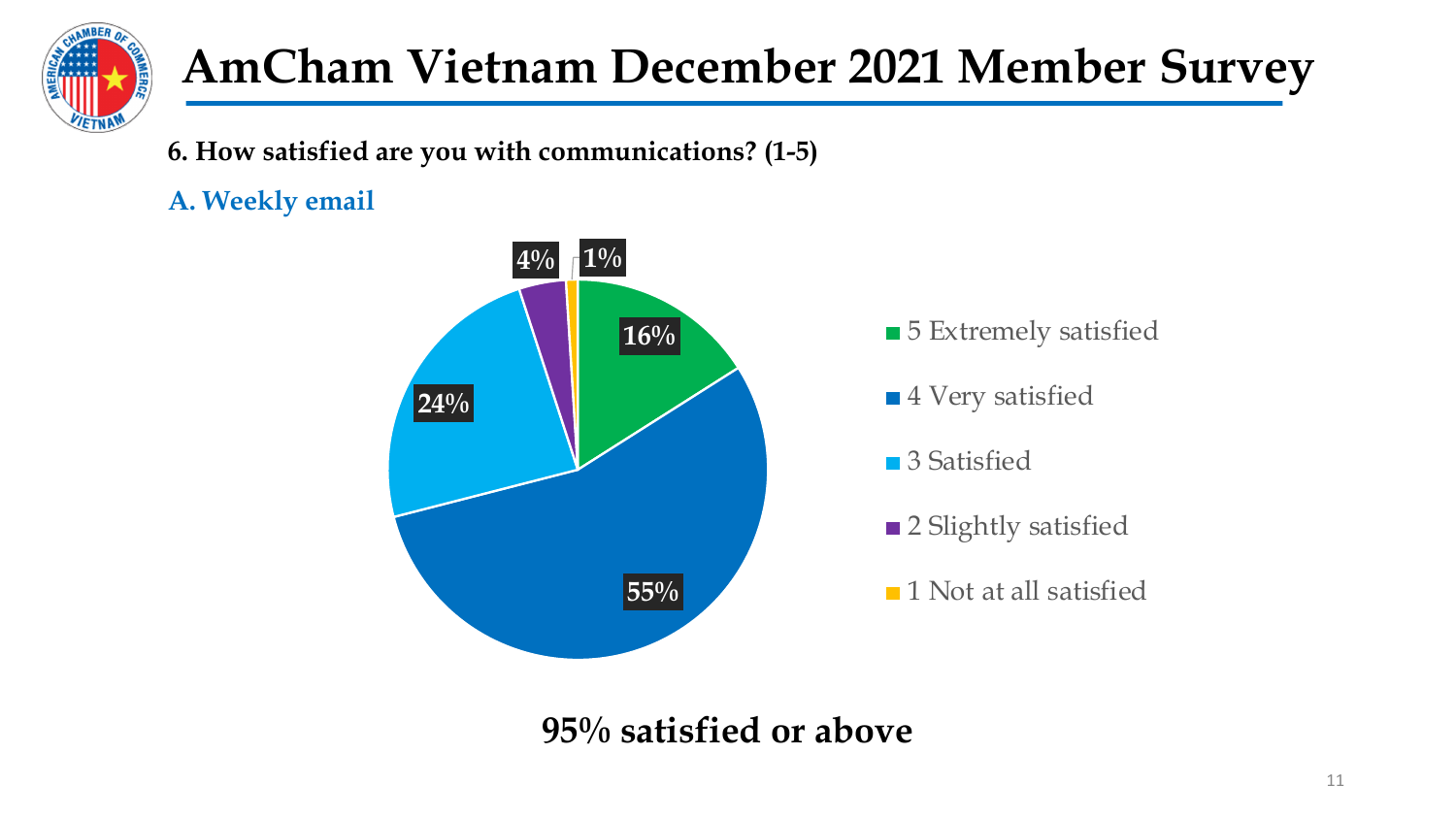# AmCham Vietnam December 2021 Member Survey

**6. How satisfied are you with communications? (1-5)**

**A. Weekly email**

| Rating | Percentage |
|---|---|
| 5 Extremely satisfied | 16% |
| 4 Very satisfied | 55% |
| 3 Satisfied | 24% |
| 2 Slightly satisfied | 4% |
| 1 Not at all satisfied | 1% |

**95% satisfied or above**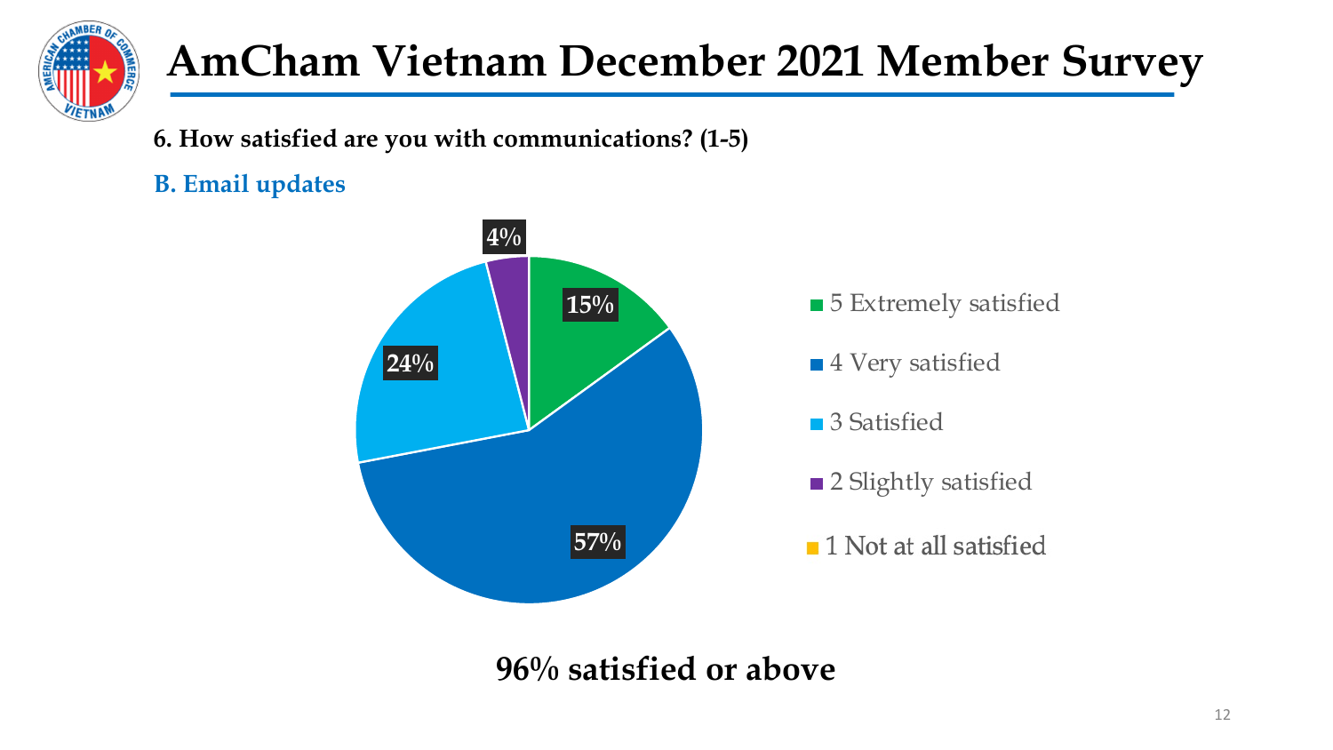# AmCham Vietnam December 2021 Member Survey

**6. How satisfied are you with communications? (1-5)**

**B. Email updates**

| Response | Percentage |
| --- | --- |
| 5 Extremely satisfied | 15% |
| 4 Very satisfied | 57% |
| 3 Satisfied | 24% |
| 2 Slightly satisfied | 4% |
| 1 Not at all satisfied | |

**96% satisfied or above**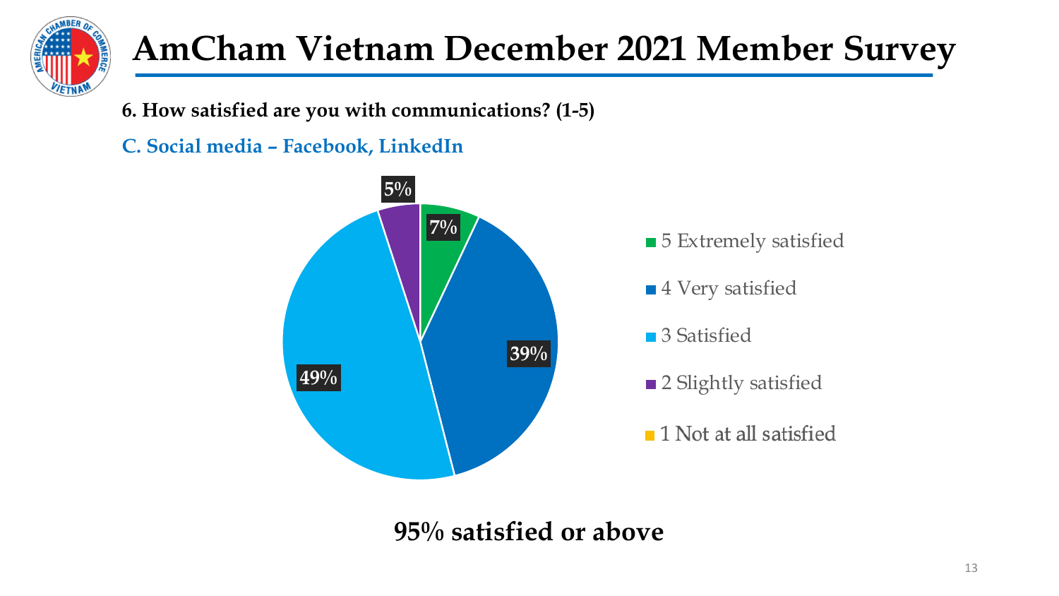# AmCham Vietnam December 2021 Member Survey

**6. How satisfied are you with communications? (1-5)**

**C. Social media – Facebook, LinkedIn**

| Response | Percentage |
| --- | --- |
| 5 Extremely satisfied | 7% |
| 4 Very satisfied | 39% |
| 3 Satisfied | 49% |
| 2 Slightly satisfied | 5% |
| 1 Not at all satisfied | |

**95% satisfied or above**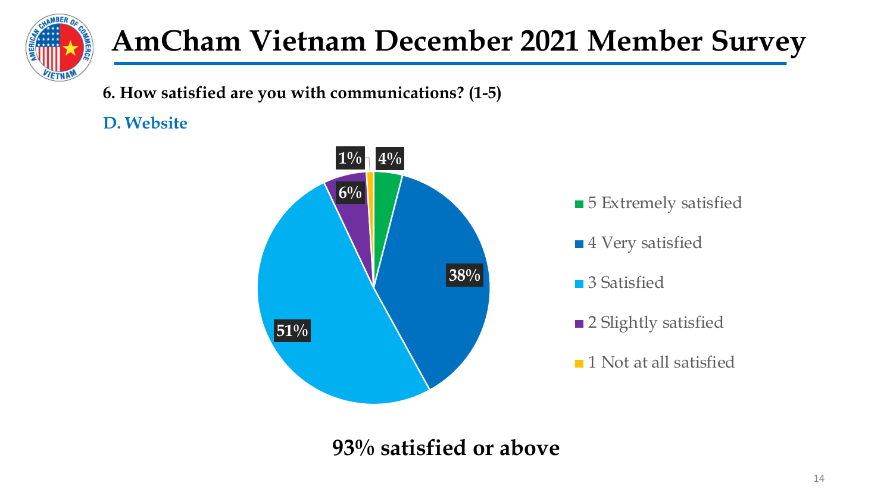# AmCham Vietnam December 2021 Member Survey

**6. How satisfied are you with communications? (1-5)**

**D. Website**

| Response | Percentage |
|---|---|
| 5 Extremely satisfied | 4% |
| 4 Very satisfied | 38% |
| 3 Satisfied | 51% |
| 2 Slightly satisfied | 6% |
| 1 Not at all satisfied | 1% |

**93% satisfied or above**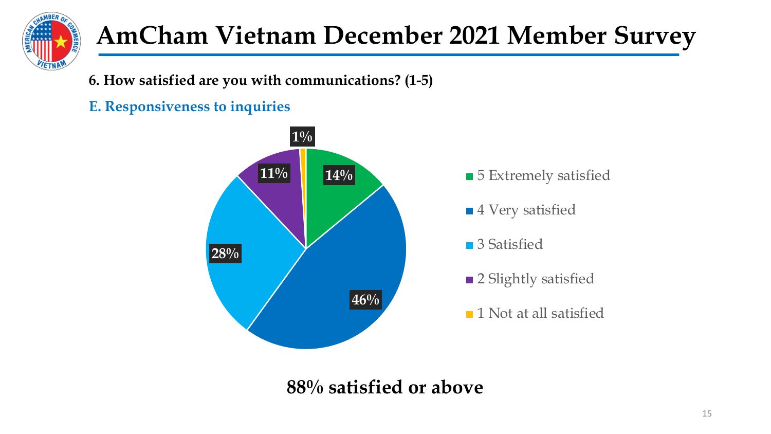# AmCham Vietnam December 2021 Member Survey

**6. How satisfied are you with communications? (1-5)**

**E. Responsiveness to inquiries**

| Response | Percentage |
| --- | --- |
| 5 Extremely satisfied | 14% |
| 4 Very satisfied | 46% |
| 3 Satisfied | 28% |
| 2 Slightly satisfied | 11% |
| 1 Not at all satisfied | 1% |

**88% satisfied or above**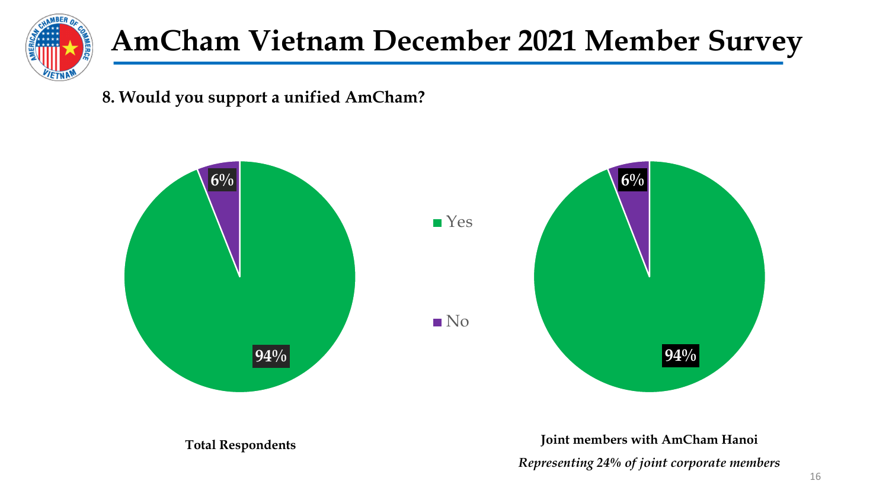# AmCham Vietnam December 2021 Member Survey

**8. Would you support a unified AmCham?**

| | Yes | No |
|---|---|---|
| Total Respondents | 94% | 6% |
| Joint members with AmCham Hanoi | 94% | 6% |

**Total Respondents**

**Joint members with AmCham Hanoi**

*Representing 24% of joint corporate members*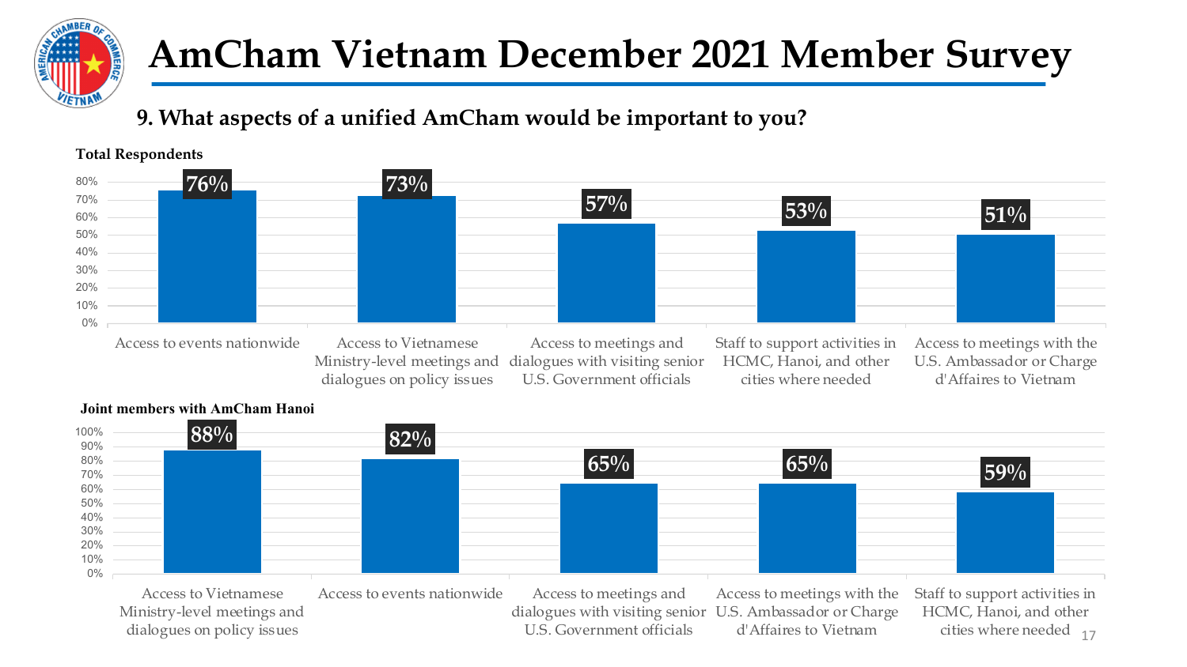# AmCham Vietnam December 2021 Member Survey

## 9. What aspects of a unified AmCham would be important to you?

**Total Respondents**

| Aspect | % |
|---|---|
| Access to events nationwide | 76% |
| Access to Vietnamese Ministry-level meetings and dialogues on policy issues | 73% |
| Access to meetings and dialogues with visiting senior U.S. Government officials | 57% |
| Staff to support activities in HCMC, Hanoi, and other cities where needed | 53% |
| Access to meetings with the U.S. Ambassador or Charge d'Affaires to Vietnam | 51% |

**Joint members with AmCham Hanoi**

| Aspect | % |
|---|---|
| Access to Vietnamese Ministry-level meetings and dialogues on policy issues | 88% |
| Access to events nationwide | 82% |
| Access to meetings and dialogues with visiting senior U.S. Government officials | 65% |
| Access to meetings with the U.S. Ambassador or Charge d'Affaires to Vietnam | 65% |
| Staff to support activities in HCMC, Hanoi, and other cities where needed | 59% |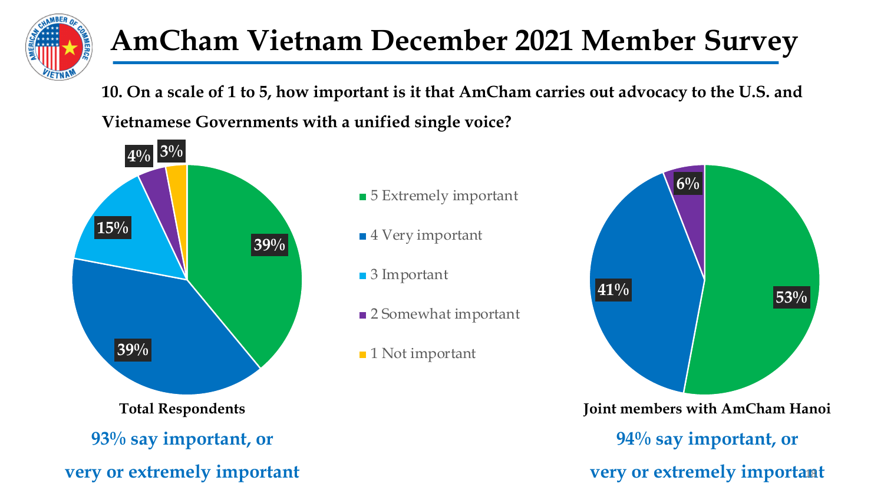# AmCham Vietnam December 2021 Member Survey

**10. On a scale of 1 to 5, how important is it that AmCham carries out advocacy to the U.S. and Vietnamese Governments with a unified single voice?**

| Response | Total Respondents | Joint members with AmCham Hanoi |
|---|---|---|
| 5 Extremely important | 39% | 53% |
| 4 Very important | 39% | 41% |
| 3 Important | 15% | |
| 2 Somewhat important | 4% | 6% |
| 1 Not important | 3% | |

**Total Respondents**

**93% say important, or very or extremely important**

**Joint members with AmCham Hanoi**

**94% say important, or very or extremely important**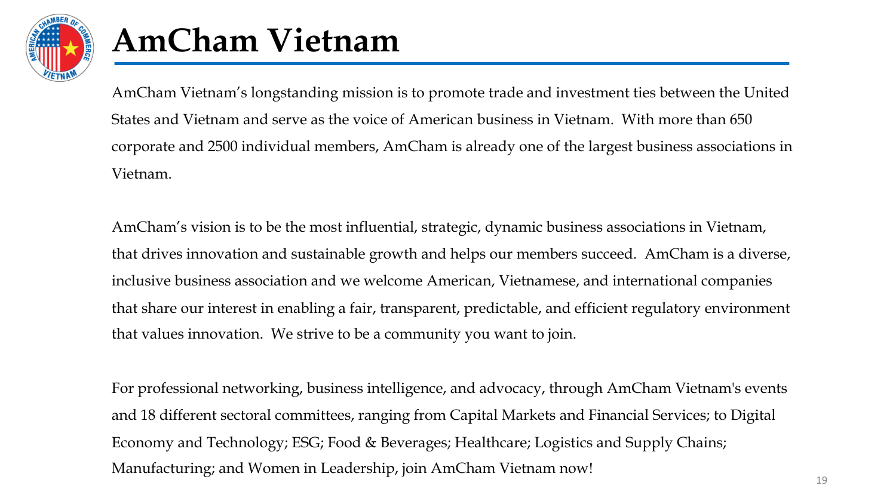# AmCham Vietnam

AmCham Vietnam's longstanding mission is to promote trade and investment ties between the United States and Vietnam and serve as the voice of American business in Vietnam. With more than 650 corporate and 2500 individual members, AmCham is already one of the largest business associations in Vietnam.

AmCham's vision is to be the most influential, strategic, dynamic business associations in Vietnam, that drives innovation and sustainable growth and helps our members succeed. AmCham is a diverse, inclusive business association and we welcome American, Vietnamese, and international companies that share our interest in enabling a fair, transparent, predictable, and efficient regulatory environment that values innovation. We strive to be a community you want to join.

For professional networking, business intelligence, and advocacy, through AmCham Vietnam's events and 18 different sectoral committees, ranging from Capital Markets and Financial Services; to Digital Economy and Technology; ESG; Food & Beverages; Healthcare; Logistics and Supply Chains; Manufacturing; and Women in Leadership, join AmCham Vietnam now!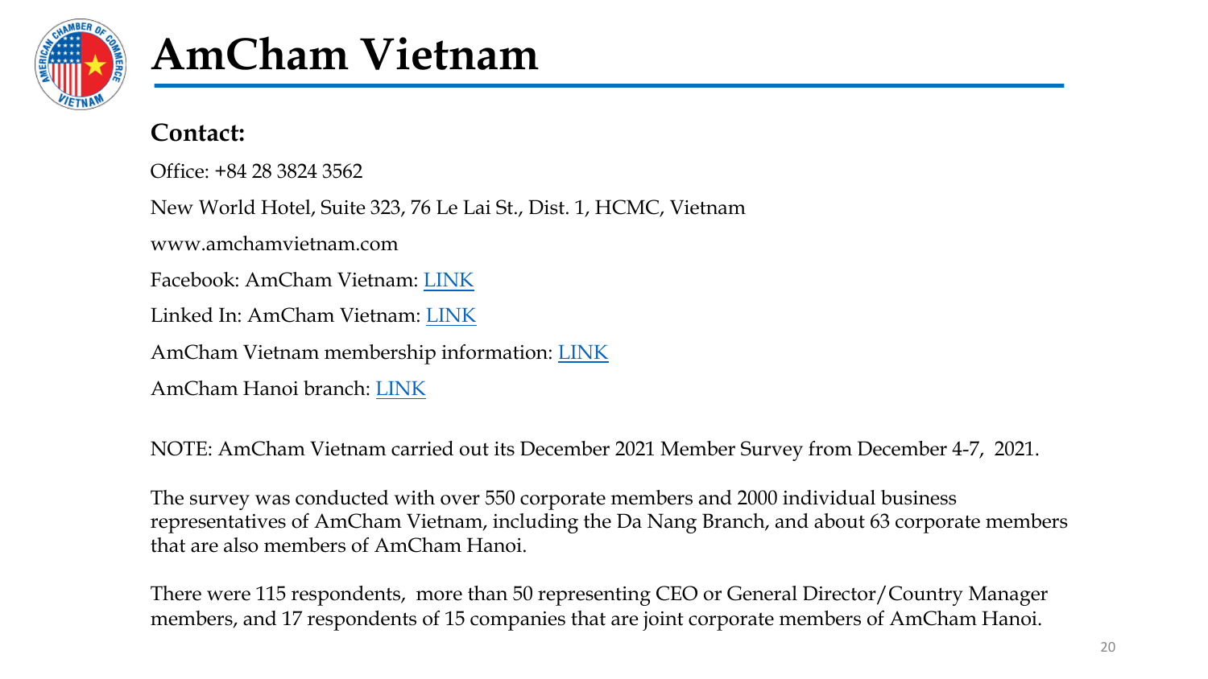# AmCham Vietnam

**Contact:**

Office: +84 28 3824 3562

New World Hotel, Suite 323, 76 Le Lai St., Dist. 1, HCMC, Vietnam

www.amchamvietnam.com

Facebook: AmCham Vietnam: LINK

Linked In: AmCham Vietnam: LINK

AmCham Vietnam membership information: LINK

AmCham Hanoi branch: LINK

NOTE: AmCham Vietnam carried out its December 2021 Member Survey from December 4-7, 2021.

The survey was conducted with over 550 corporate members and 2000 individual business representatives of AmCham Vietnam, including the Da Nang Branch, and about 63 corporate members that are also members of AmCham Hanoi.

There were 115 respondents, more than 50 representing CEO or General Director/Country Manager members, and 17 respondents of 15 companies that are joint corporate members of AmCham Hanoi.